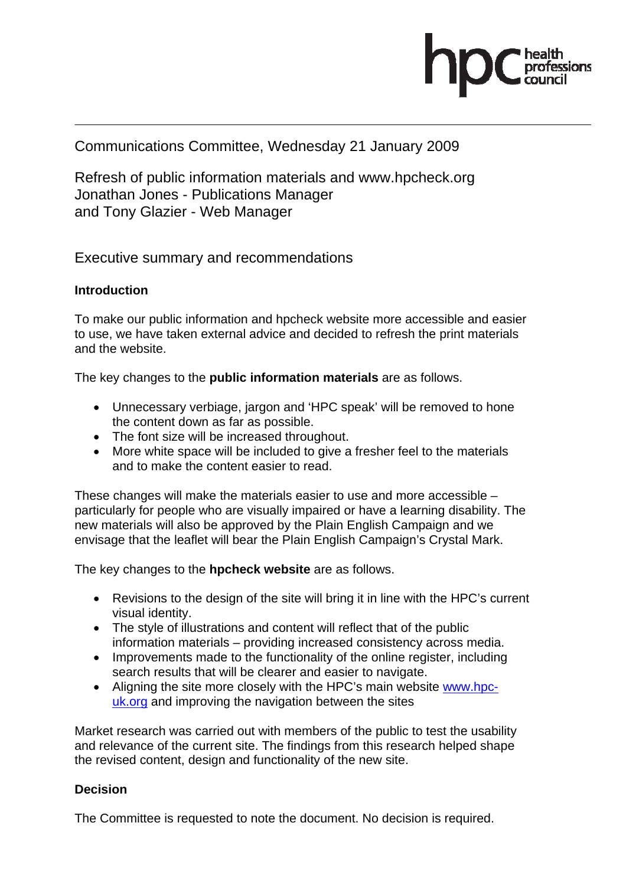Communications Committee, Wednesday 21 January 2009

Refresh of public information materials and www.hpcheck.org
Jonathan Jones - Publications Manager
and Tony Glazier - Web Manager

## Executive summary and recommendations

**Introduction**

To make our public information and hpcheck website more accessible and easier to use, we have taken external advice and decided to refresh the print materials and the website.

The key changes to the **public information materials** are as follows.

- Unnecessary verbiage, jargon and 'HPC speak' will be removed to hone the content down as far as possible.
- The font size will be increased throughout.
- More white space will be included to give a fresher feel to the materials and to make the content easier to read.

These changes will make the materials easier to use and more accessible – particularly for people who are visually impaired or have a learning disability. The new materials will also be approved by the Plain English Campaign and we envisage that the leaflet will bear the Plain English Campaign's Crystal Mark.

The key changes to the **hpcheck website** are as follows.

- Revisions to the design of the site will bring it in line with the HPC's current visual identity.
- The style of illustrations and content will reflect that of the public information materials – providing increased consistency across media.
- Improvements made to the functionality of the online register, including search results that will be clearer and easier to navigate.
- Aligning the site more closely with the HPC's main website www.hpc-uk.org and improving the navigation between the sites

Market research was carried out with members of the public to test the usability and relevance of the current site. The findings from this research helped shape the revised content, design and functionality of the new site.

**Decision**

The Committee is requested to note the document. No decision is required.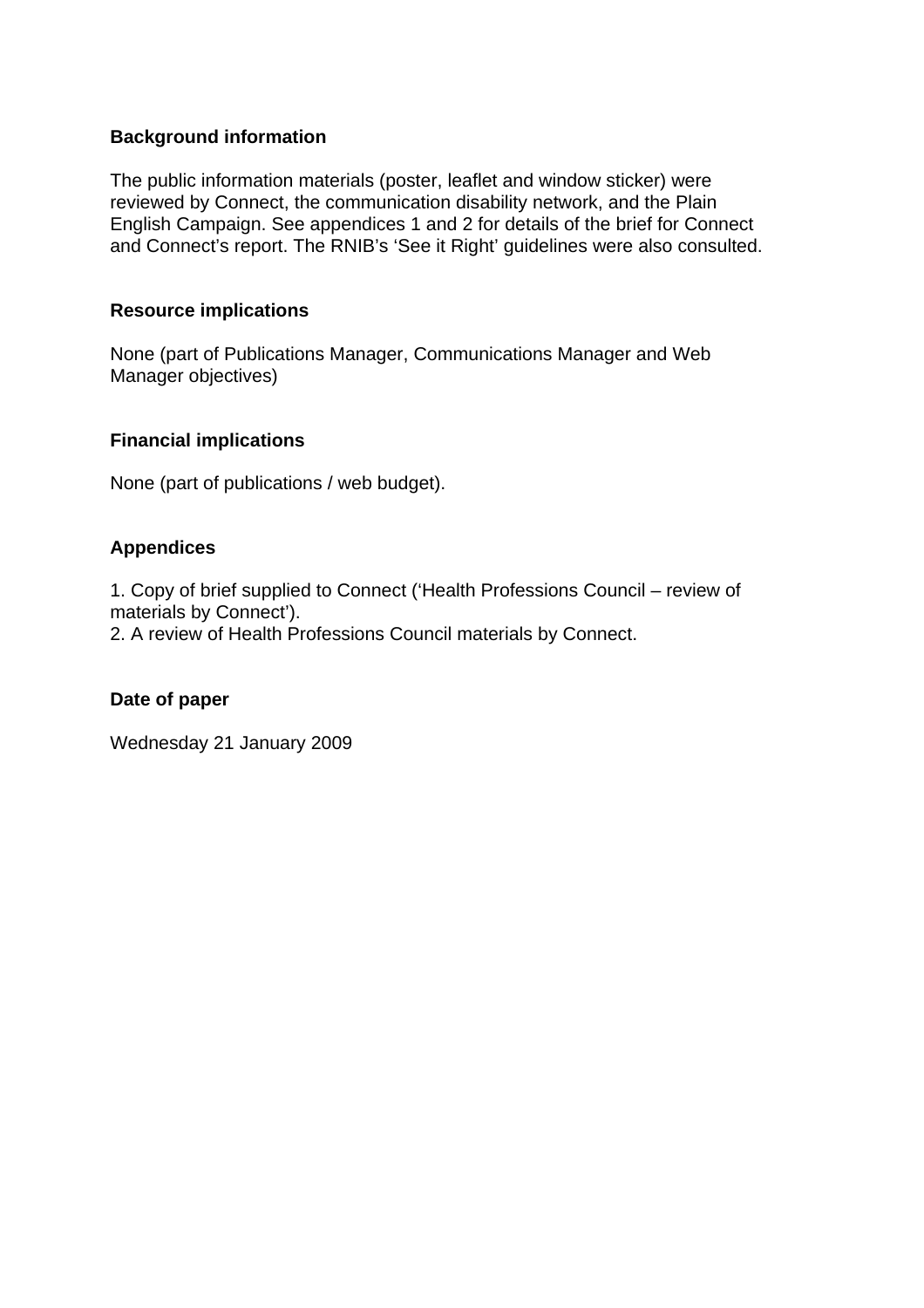**Background information**

The public information materials (poster, leaflet and window sticker) were reviewed by Connect, the communication disability network, and the Plain English Campaign. See appendices 1 and 2 for details of the brief for Connect and Connect's report. The RNIB's 'See it Right' guidelines were also consulted.

**Resource implications**

None (part of Publications Manager, Communications Manager and Web Manager objectives)

**Financial implications**

None (part of publications / web budget).

**Appendices**

1. Copy of brief supplied to Connect ('Health Professions Council – review of materials by Connect').
2. A review of Health Professions Council materials by Connect.

**Date of paper**

Wednesday 21 January 2009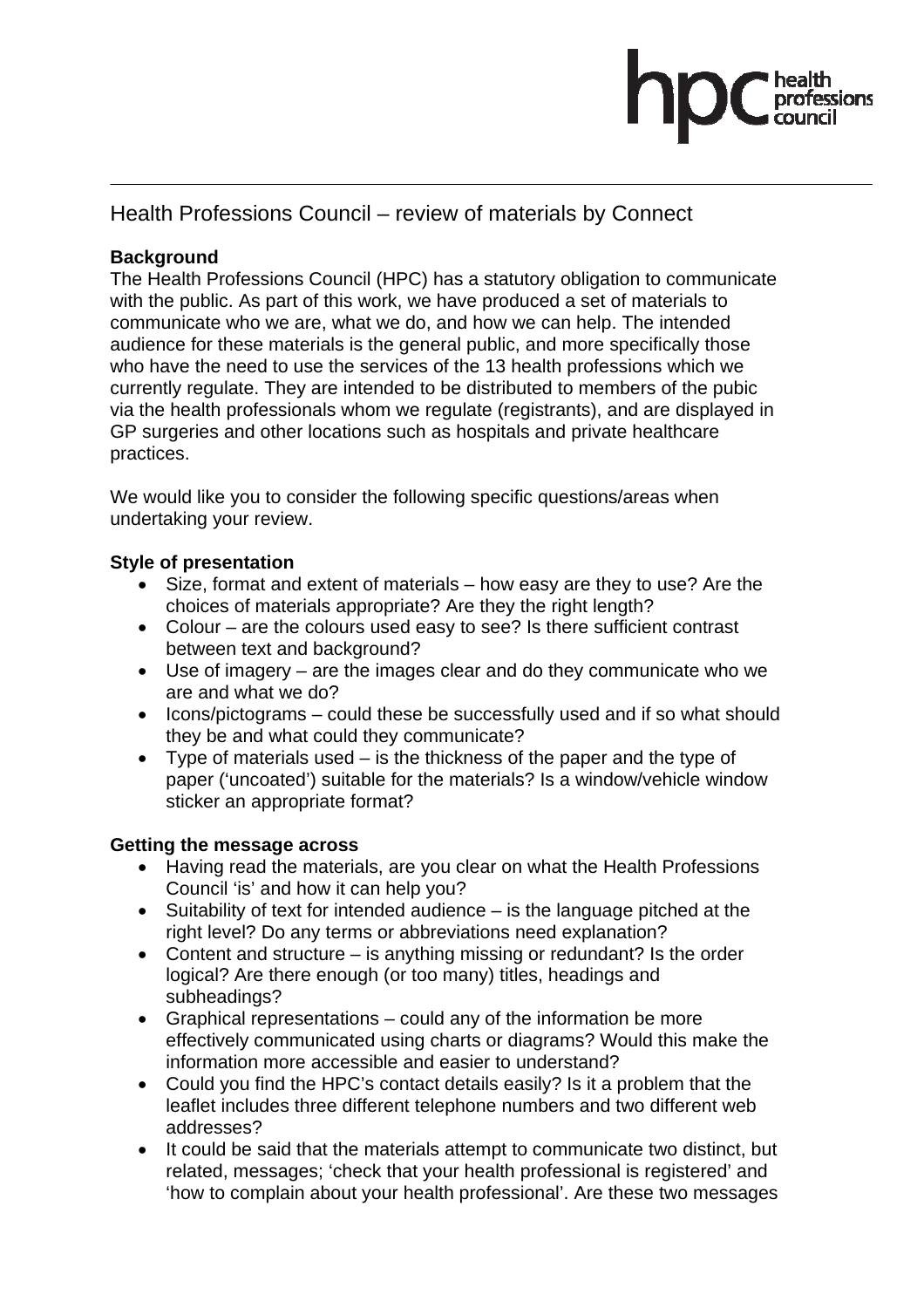# Health Professions Council – review of materials by Connect

**Background**

The Health Professions Council (HPC) has a statutory obligation to communicate with the public. As part of this work, we have produced a set of materials to communicate who we are, what we do, and how we can help. The intended audience for these materials is the general public, and more specifically those who have the need to use the services of the 13 health professions which we currently regulate. They are intended to be distributed to members of the pubic via the health professionals whom we regulate (registrants), and are displayed in GP surgeries and other locations such as hospitals and private healthcare practices.

We would like you to consider the following specific questions/areas when undertaking your review.

**Style of presentation**

- Size, format and extent of materials – how easy are they to use? Are the choices of materials appropriate? Are they the right length?
- Colour – are the colours used easy to see? Is there sufficient contrast between text and background?
- Use of imagery – are the images clear and do they communicate who we are and what we do?
- Icons/pictograms – could these be successfully used and if so what should they be and what could they communicate?
- Type of materials used – is the thickness of the paper and the type of paper ('uncoated') suitable for the materials? Is a window/vehicle window sticker an appropriate format?

**Getting the message across**

- Having read the materials, are you clear on what the Health Professions Council 'is' and how it can help you?
- Suitability of text for intended audience – is the language pitched at the right level? Do any terms or abbreviations need explanation?
- Content and structure – is anything missing or redundant? Is the order logical? Are there enough (or too many) titles, headings and subheadings?
- Graphical representations – could any of the information be more effectively communicated using charts or diagrams? Would this make the information more accessible and easier to understand?
- Could you find the HPC's contact details easily? Is it a problem that the leaflet includes three different telephone numbers and two different web addresses?
- It could be said that the materials attempt to communicate two distinct, but related, messages; 'check that your health professional is registered' and 'how to complain about your health professional'. Are these two messages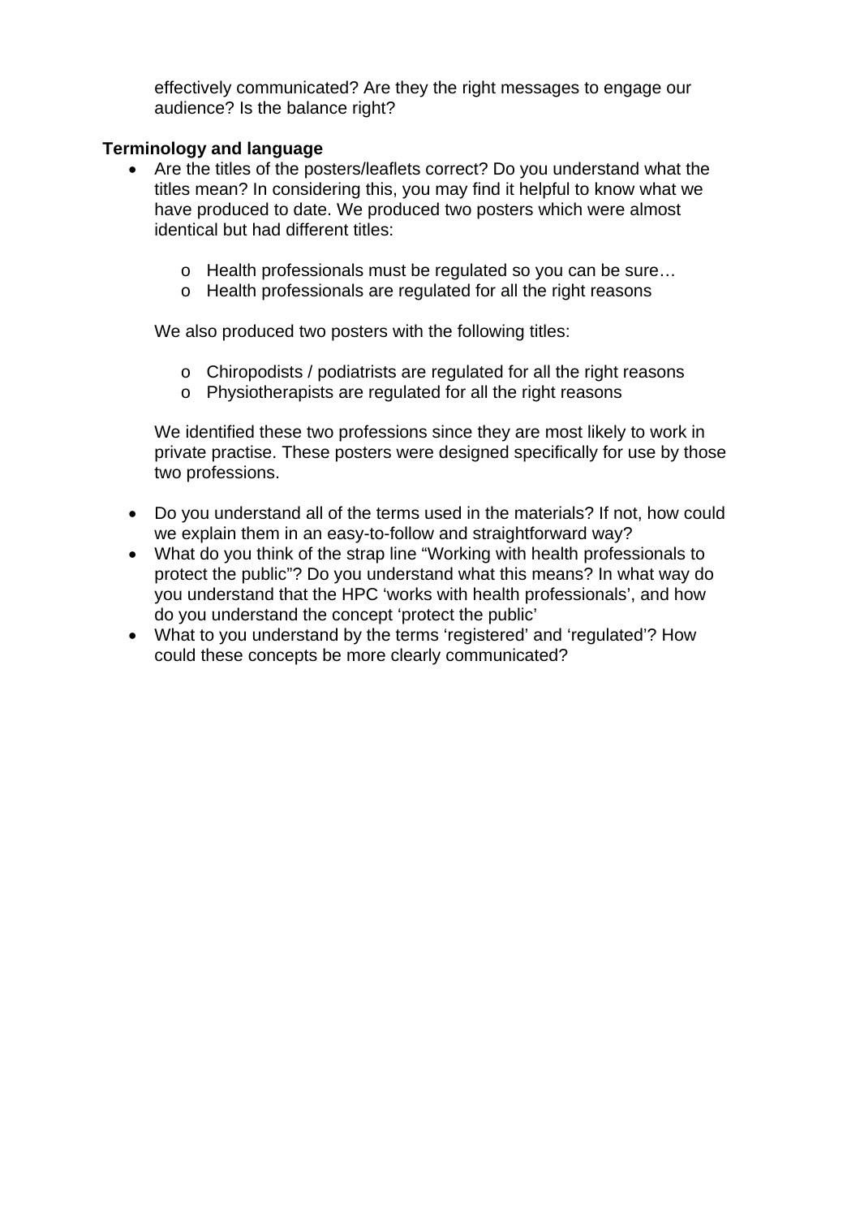effectively communicated? Are they the right messages to engage our audience? Is the balance right?

**Terminology and language**

- Are the titles of the posters/leaflets correct? Do you understand what the titles mean? In considering this, you may find it helpful to know what we have produced to date. We produced two posters which were almost identical but had different titles:

    - Health professionals must be regulated so you can be sure…
    - Health professionals are regulated for all the right reasons

  We also produced two posters with the following titles:

    - Chiropodists / podiatrists are regulated for all the right reasons
    - Physiotherapists are regulated for all the right reasons

  We identified these two professions since they are most likely to work in private practise. These posters were designed specifically for use by those two professions.

- Do you understand all of the terms used in the materials? If not, how could we explain them in an easy-to-follow and straightforward way?
- What do you think of the strap line “Working with health professionals to protect the public”? Do you understand what this means? In what way do you understand that the HPC ‘works with health professionals’, and how do you understand the concept ‘protect the public’
- What to you understand by the terms ‘registered’ and ‘regulated’? How could these concepts be more clearly communicated?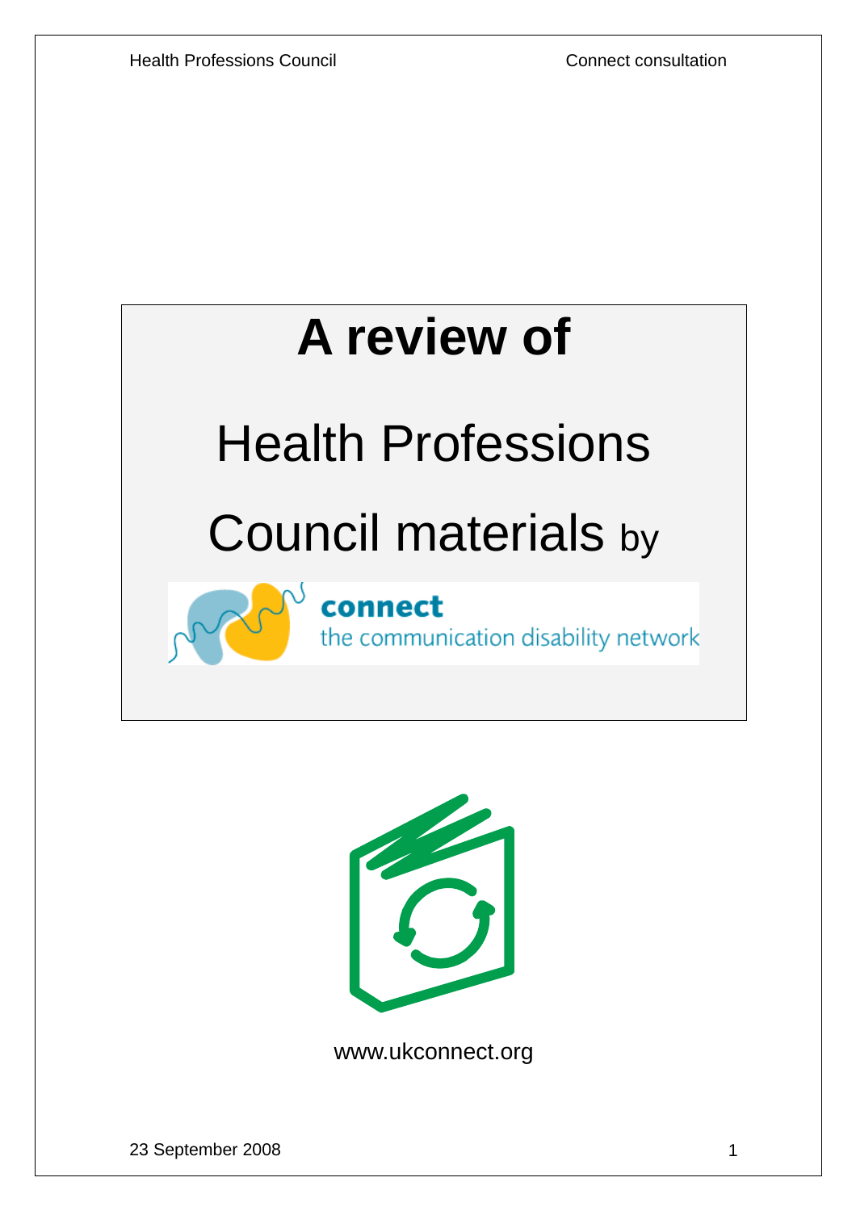# A review of

Health Professions

Council materials by

**connect**
the communication disability network

www.ukconnect.org

23 September 2008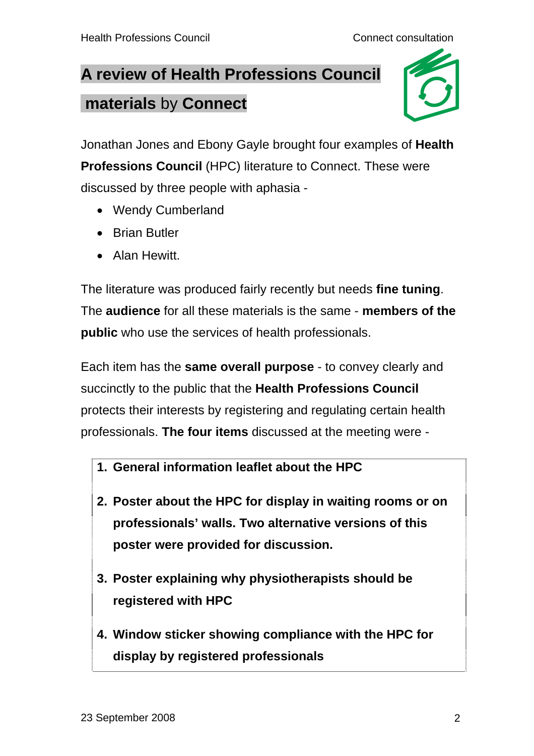# A review of Health Professions Council materials by Connect

Jonathan Jones and Ebony Gayle brought four examples of **Health Professions Council** (HPC) literature to Connect. These were discussed by three people with aphasia -

- Wendy Cumberland
- Brian Butler
- Alan Hewitt.

The literature was produced fairly recently but needs **fine tuning**. The **audience** for all these materials is the same - **members of the public** who use the services of health professionals.

Each item has the **same overall purpose** - to convey clearly and succinctly to the public that the **Health Professions Council** protects their interests by registering and regulating certain health professionals. **The four items** discussed at the meeting were -

1. **General information leaflet about the HPC**
2. **Poster about the HPC for display in waiting rooms or on professionals' walls. Two alternative versions of this poster were provided for discussion.**
3. **Poster explaining why physiotherapists should be registered with HPC**
4. **Window sticker showing compliance with the HPC for display by registered professionals**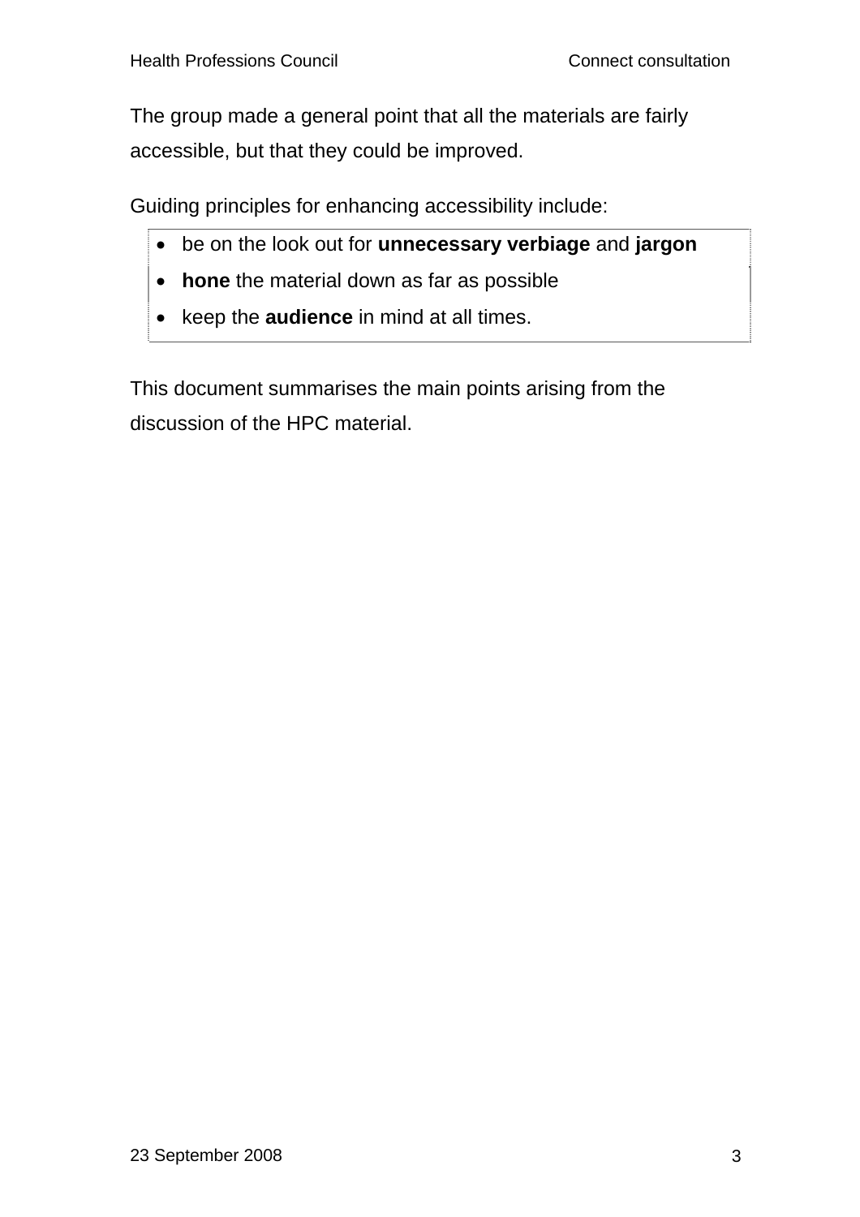The group made a general point that all the materials are fairly accessible, but that they could be improved.

Guiding principles for enhancing accessibility include:

- be on the look out for **unnecessary verbiage** and **jargon**
- **hone** the material down as far as possible
- keep the **audience** in mind at all times.

This document summarises the main points arising from the discussion of the HPC material.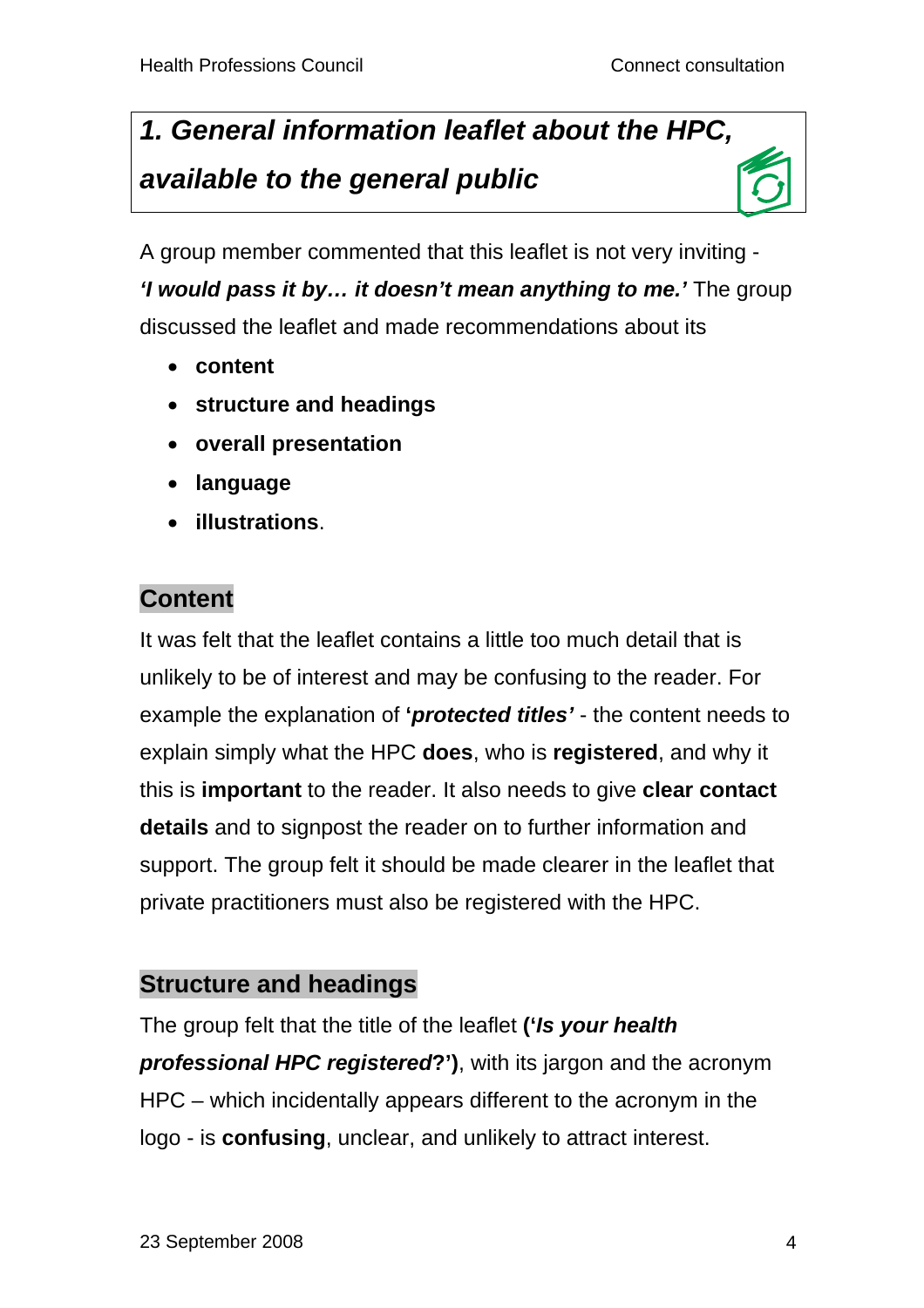## *1. General information leaflet about the HPC, available to the general public*

A group member commented that this leaflet is not very inviting - ***'I would pass it by… it doesn't mean anything to me.'*** The group discussed the leaflet and made recommendations about its

- **content**
- **structure and headings**
- **overall presentation**
- **language**
- **illustrations**.

### Content

It was felt that the leaflet contains a little too much detail that is unlikely to be of interest and may be confusing to the reader. For example the explanation of **'*protected titles'*** - the content needs to explain simply what the HPC **does**, who is **registered**, and why it this is **important** to the reader. It also needs to give **clear contact details** and to signpost the reader on to further information and support. The group felt it should be made clearer in the leaflet that private practitioners must also be registered with the HPC.

### Structure and headings

The group felt that the title of the leaflet **('*Is your health professional HPC registered*?')**, with its jargon and the acronym HPC – which incidentally appears different to the acronym in the logo - is **confusing**, unclear, and unlikely to attract interest.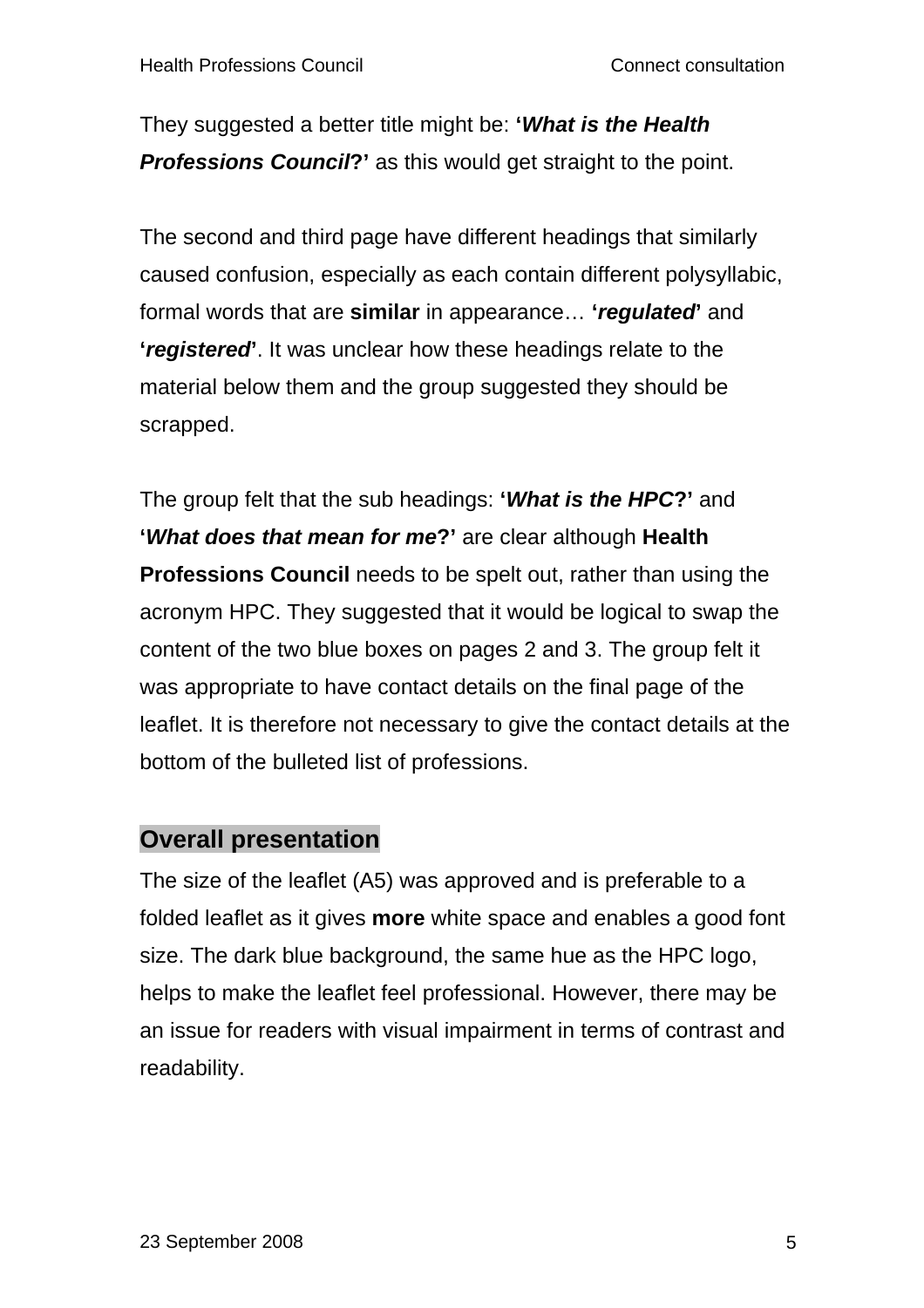They suggested a better title might be: **'*What is the Health Professions Council*?'** as this would get straight to the point.

The second and third page have different headings that similarly caused confusion, especially as each contain different polysyllabic, formal words that are **similar** in appearance… **'*regulated*'** and **'*registered*'**. It was unclear how these headings relate to the material below them and the group suggested they should be scrapped.

The group felt that the sub headings: **'*What is the HPC*?'** and **'*What does that mean for me*?'** are clear although **Health Professions Council** needs to be spelt out, rather than using the acronym HPC. They suggested that it would be logical to swap the content of the two blue boxes on pages 2 and 3. The group felt it was appropriate to have contact details on the final page of the leaflet. It is therefore not necessary to give the contact details at the bottom of the bulleted list of professions.

## Overall presentation

The size of the leaflet (A5) was approved and is preferable to a folded leaflet as it gives **more** white space and enables a good font size. The dark blue background, the same hue as the HPC logo, helps to make the leaflet feel professional. However, there may be an issue for readers with visual impairment in terms of contrast and readability.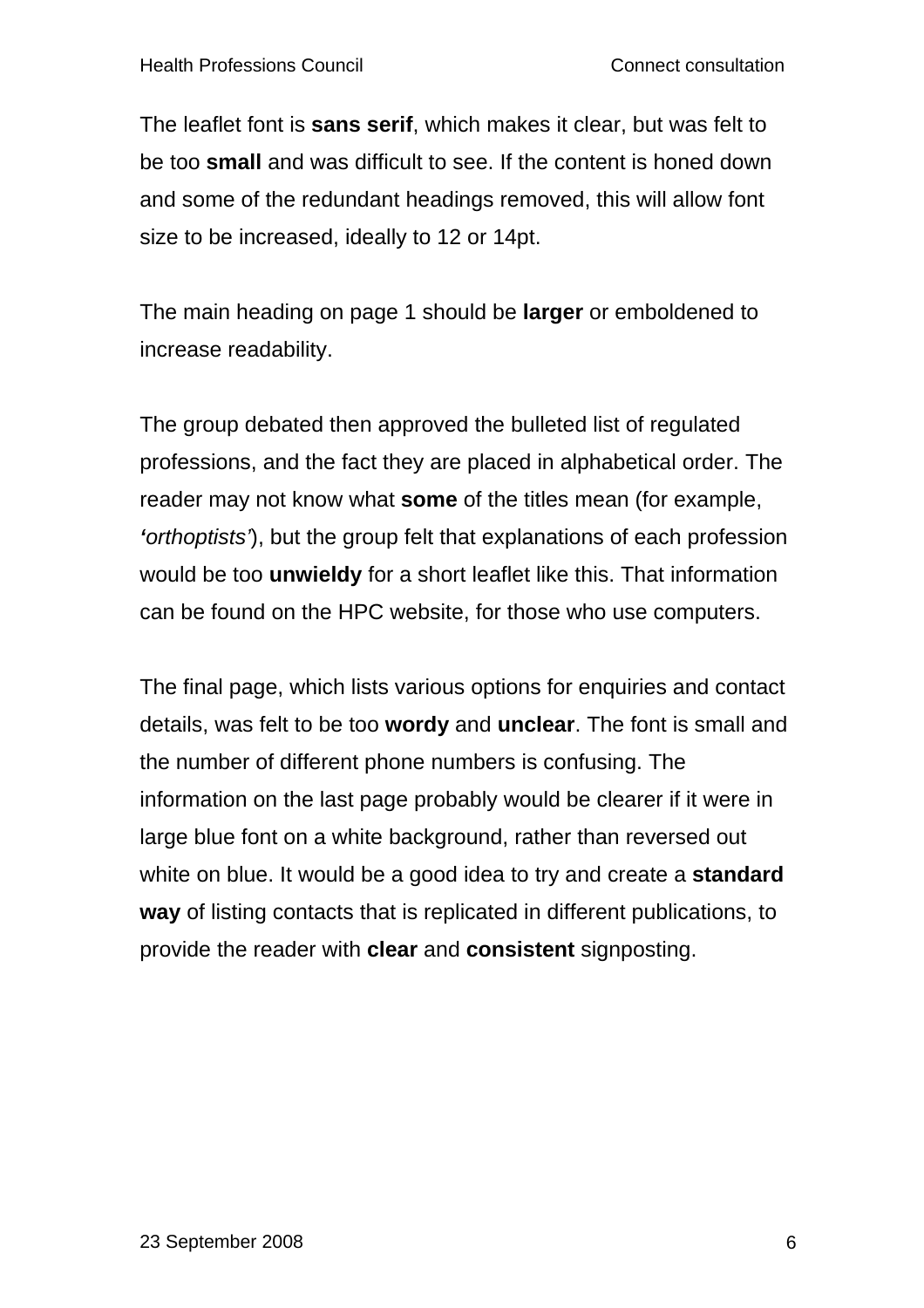The leaflet font is **sans serif**, which makes it clear, but was felt to be too **small** and was difficult to see. If the content is honed down and some of the redundant headings removed, this will allow font size to be increased, ideally to 12 or 14pt.

The main heading on page 1 should be **larger** or emboldened to increase readability.

The group debated then approved the bulleted list of regulated professions, and the fact they are placed in alphabetical order. The reader may not know what **some** of the titles mean (for example, *'orthoptists'*), but the group felt that explanations of each profession would be too **unwieldy** for a short leaflet like this. That information can be found on the HPC website, for those who use computers.

The final page, which lists various options for enquiries and contact details, was felt to be too **wordy** and **unclear**. The font is small and the number of different phone numbers is confusing. The information on the last page probably would be clearer if it were in large blue font on a white background, rather than reversed out white on blue. It would be a good idea to try and create a **standard way** of listing contacts that is replicated in different publications, to provide the reader with **clear** and **consistent** signposting.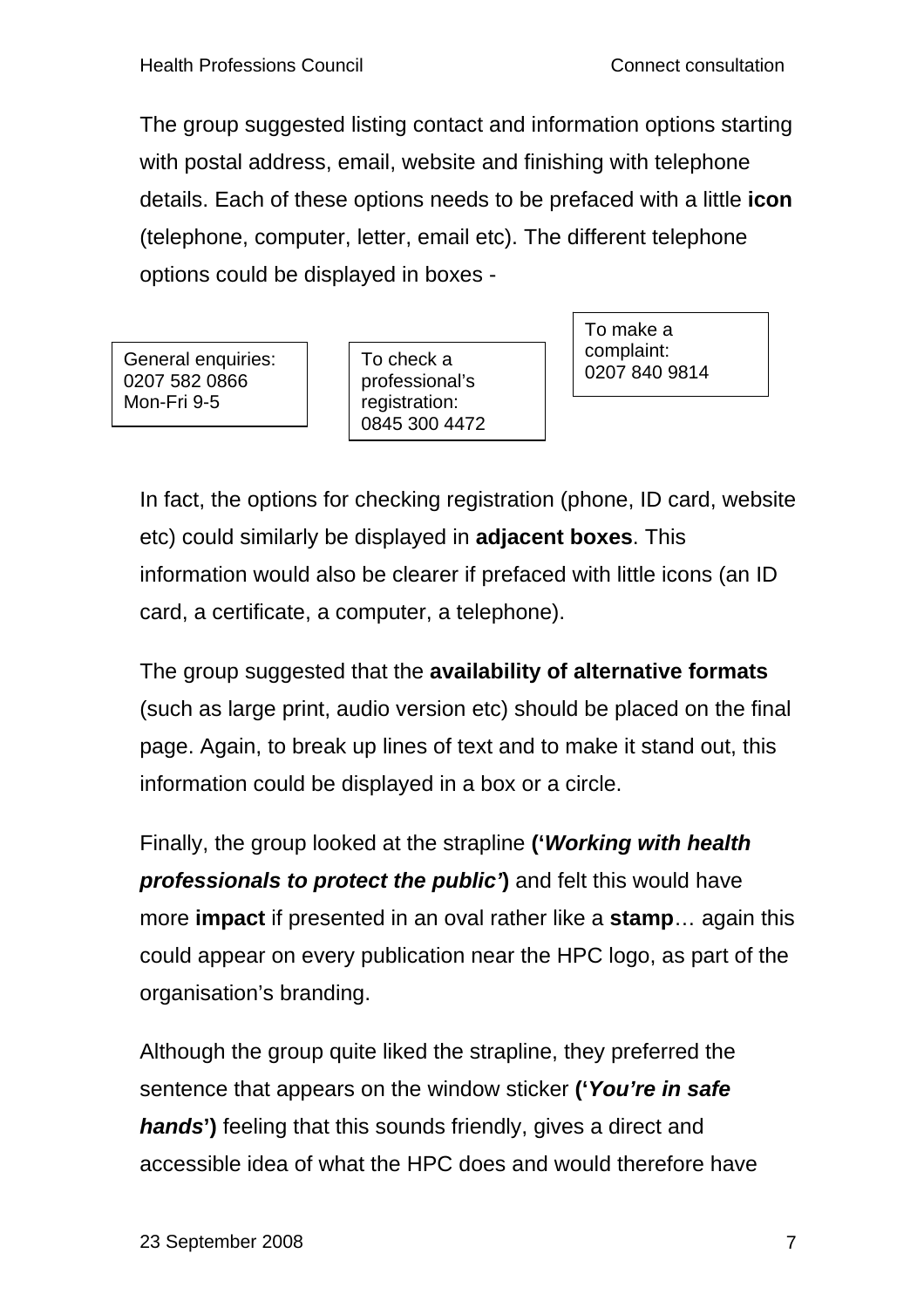The group suggested listing contact and information options starting with postal address, email, website and finishing with telephone details. Each of these options needs to be prefaced with a little **icon** (telephone, computer, letter, email etc). The different telephone options could be displayed in boxes -

| General enquiries: 0207 582 0866 Mon-Fri 9-5 | To check a professional's registration: 0845 300 4472 | To make a complaint: 0207 840 9814 |
|---|---|---|

In fact, the options for checking registration (phone, ID card, website etc) could similarly be displayed in **adjacent boxes**. This information would also be clearer if prefaced with little icons (an ID card, a certificate, a computer, a telephone).

The group suggested that the **availability of alternative formats** (such as large print, audio version etc) should be placed on the final page. Again, to break up lines of text and to make it stand out, this information could be displayed in a box or a circle.

Finally, the group looked at the strapline **('*Working with health professionals to protect the public'*)** and felt this would have more **impact** if presented in an oval rather like a **stamp**… again this could appear on every publication near the HPC logo, as part of the organisation's branding.

Although the group quite liked the strapline, they preferred the sentence that appears on the window sticker **('*You're in safe hands*')** feeling that this sounds friendly, gives a direct and accessible idea of what the HPC does and would therefore have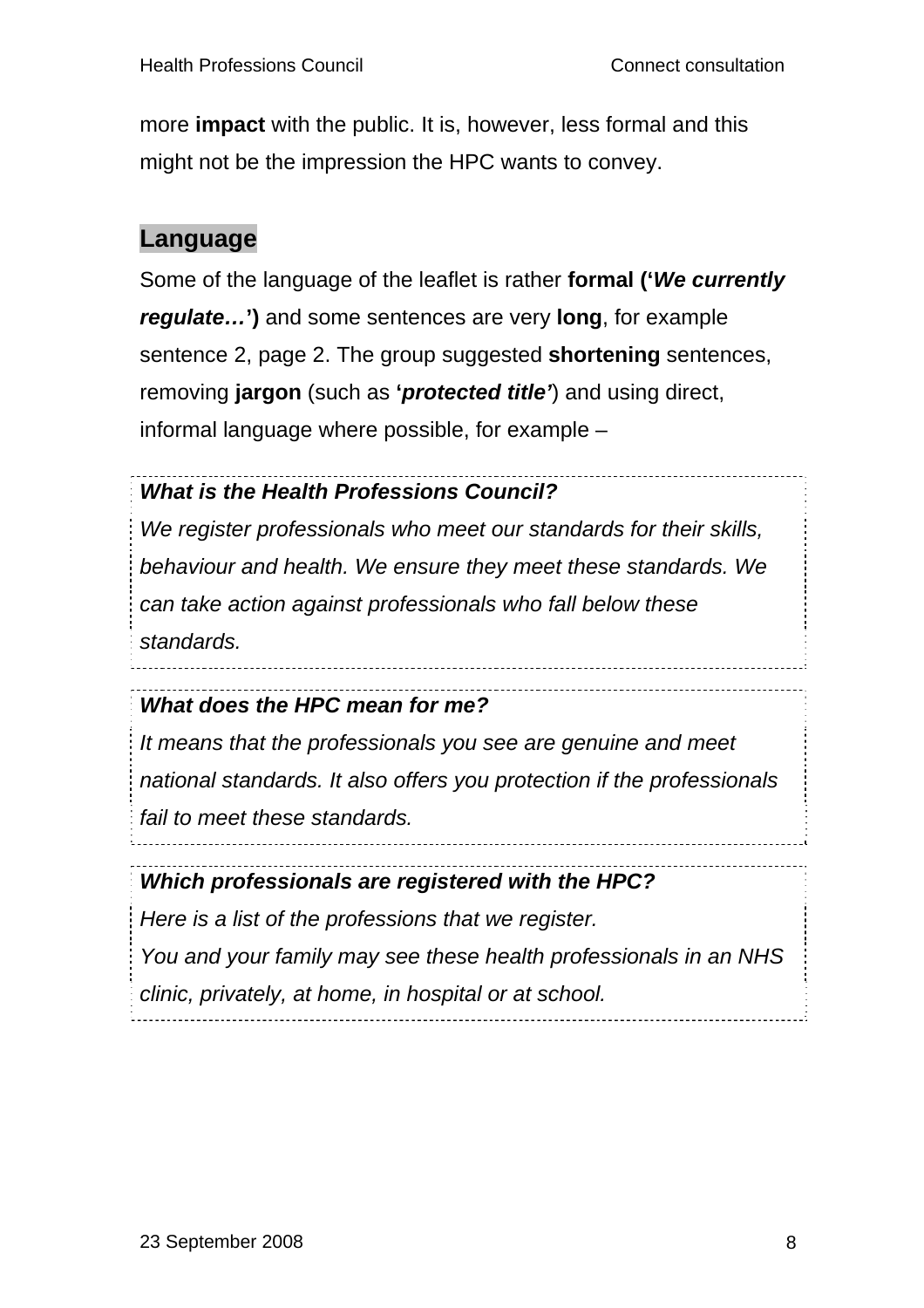more **impact** with the public. It is, however, less formal and this might not be the impression the HPC wants to convey.

## Language

Some of the language of the leaflet is rather **formal (‘*We currently regulate…*’)** and some sentences are very **long**, for example sentence 2, page 2. The group suggested **shortening** sentences, removing **jargon** (such as **‘*protected title*’**) and using direct, informal language where possible, for example –

> ***What is the Health Professions Council?***
> *We register professionals who meet our standards for their skills, behaviour and health. We ensure they meet these standards. We can take action against professionals who fall below these standards.*

> ***What does the HPC mean for me?***
> *It means that the professionals you see are genuine and meet national standards. It also offers you protection if the professionals fail to meet these standards.*

> ***Which professionals are registered with the HPC?***
> *Here is a list of the professions that we register.*
> *You and your family may see these health professionals in an NHS clinic, privately, at home, in hospital or at school.*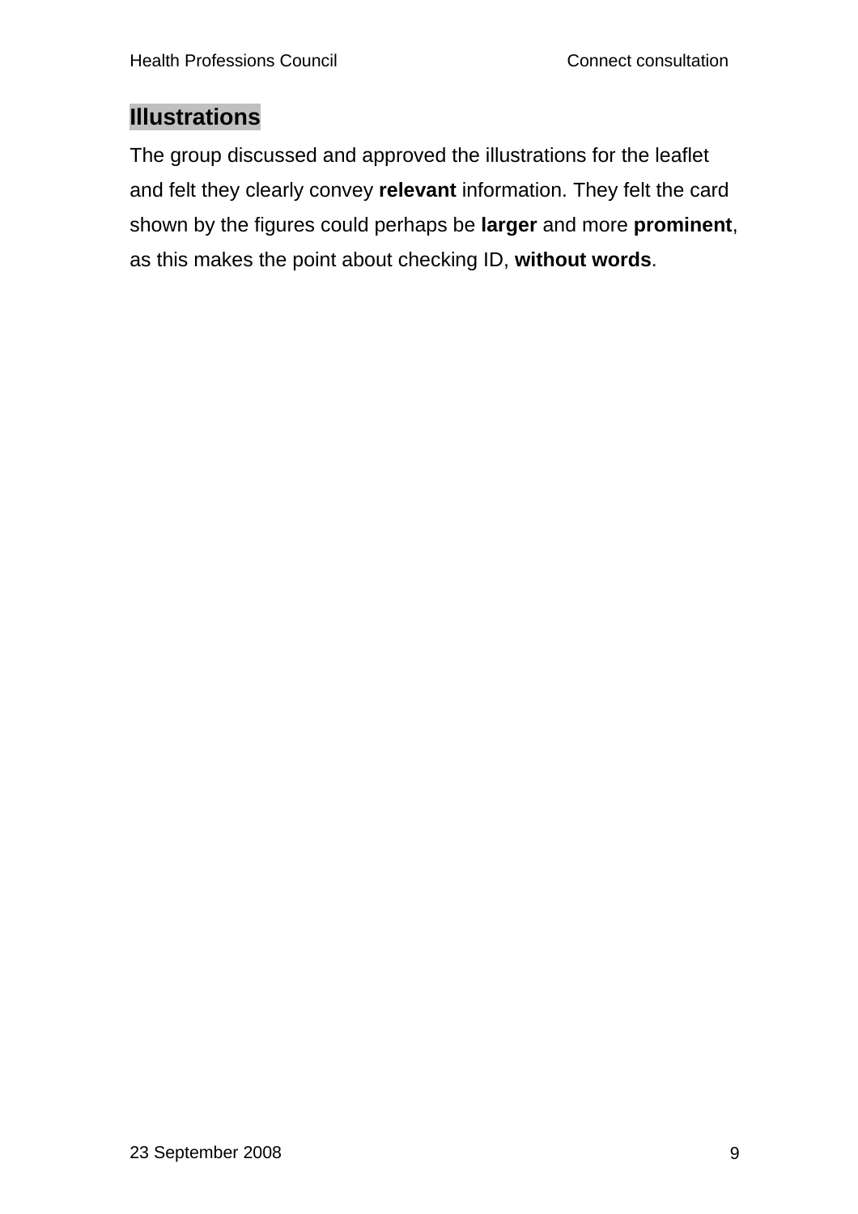## Illustrations

The group discussed and approved the illustrations for the leaflet and felt they clearly convey **relevant** information. They felt the card shown by the figures could perhaps be **larger** and more **prominent**, as this makes the point about checking ID, **without words**.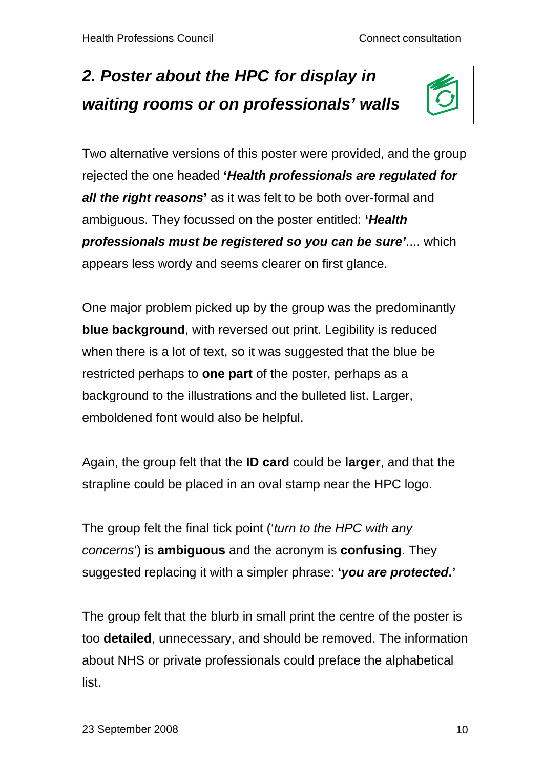## *2. Poster about the HPC for display in waiting rooms or on professionals' walls*

Two alternative versions of this poster were provided, and the group rejected the one headed **'*Health professionals are regulated for all the right reasons*'** as it was felt to be both over-formal and ambiguous. They focussed on the poster entitled: **'*Health professionals must be registered so you can be sure'***.... which appears less wordy and seems clearer on first glance.

One major problem picked up by the group was the predominantly **blue background**, with reversed out print. Legibility is reduced when there is a lot of text, so it was suggested that the blue be restricted perhaps to **one part** of the poster, perhaps as a background to the illustrations and the bulleted list. Larger, emboldened font would also be helpful.

Again, the group felt that the **ID card** could be **larger**, and that the strapline could be placed in an oval stamp near the HPC logo.

The group felt the final tick point ('*turn to the HPC with any concerns*') is **ambiguous** and the acronym is **confusing**. They suggested replacing it with a simpler phrase: **'*you are protected*.'**

The group felt that the blurb in small print the centre of the poster is too **detailed**, unnecessary, and should be removed. The information about NHS or private professionals could preface the alphabetical list.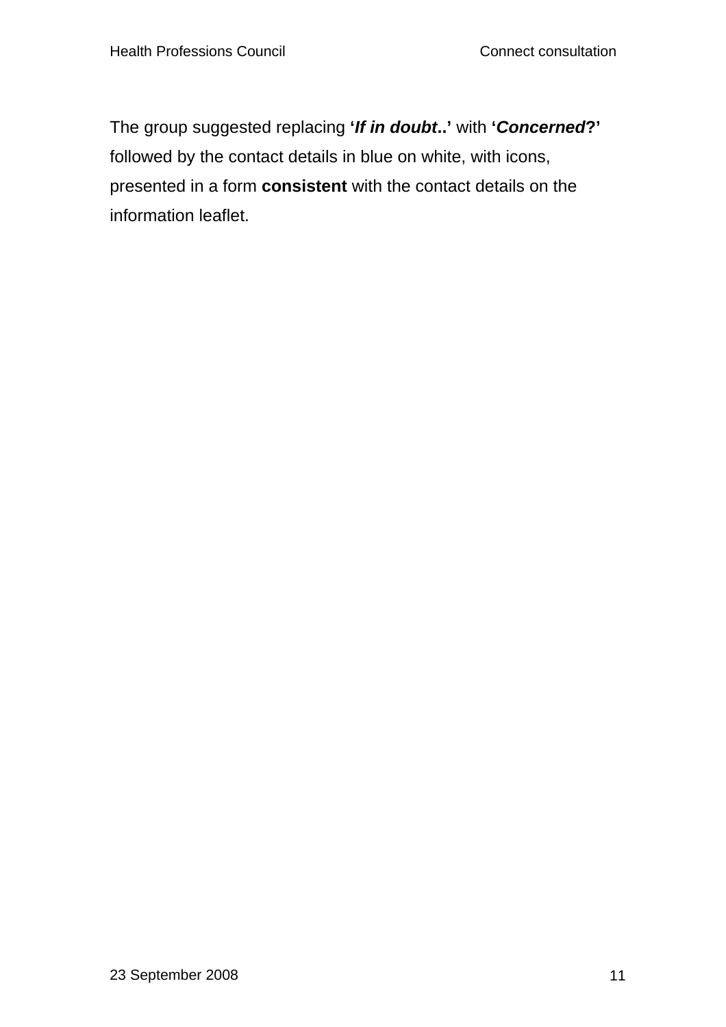The group suggested replacing **'*If in doubt*..'** with **'*Concerned*?'** followed by the contact details in blue on white, with icons, presented in a form **consistent** with the contact details on the information leaflet.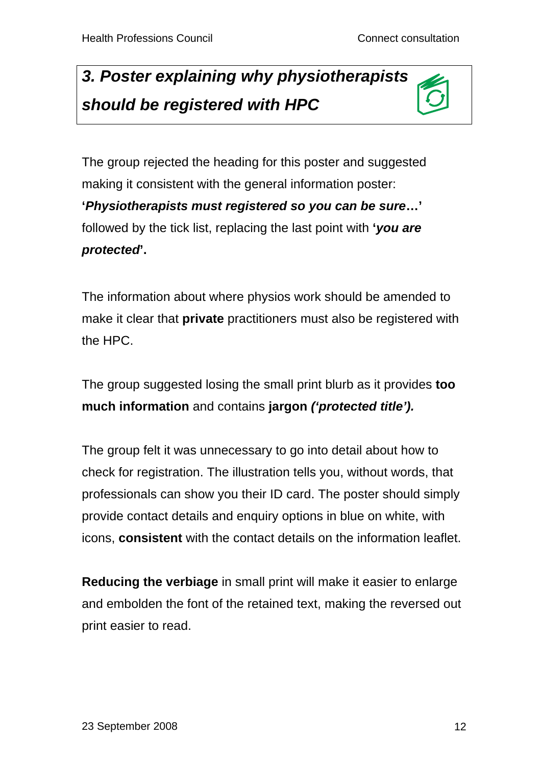## *3. Poster explaining why physiotherapists should be registered with HPC*

The group rejected the heading for this poster and suggested making it consistent with the general information poster: **'*Physiotherapists must registered so you can be sure*…'** followed by the tick list, replacing the last point with **'*you are protected*'.**

The information about where physios work should be amended to make it clear that **private** practitioners must also be registered with the HPC.

The group suggested losing the small print blurb as it provides **too much information** and contains **jargon *('protected title').***

The group felt it was unnecessary to go into detail about how to check for registration. The illustration tells you, without words, that professionals can show you their ID card. The poster should simply provide contact details and enquiry options in blue on white, with icons, **consistent** with the contact details on the information leaflet.

**Reducing the verbiage** in small print will make it easier to enlarge and embolden the font of the retained text, making the reversed out print easier to read.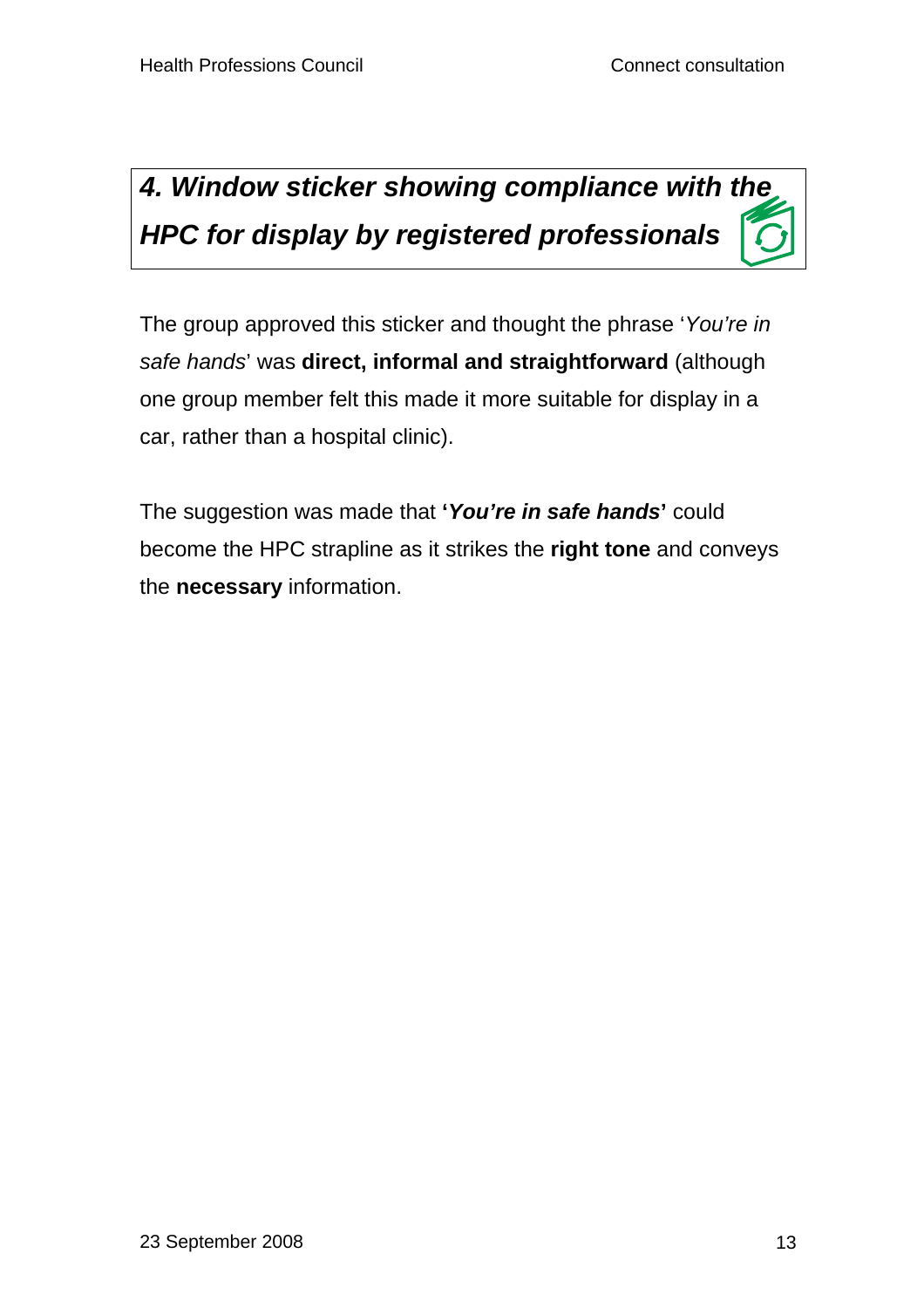## *4. Window sticker showing compliance with the HPC for display by registered professionals*

The group approved this sticker and thought the phrase '*You're in safe hands*' was **direct, informal and straightforward** (although one group member felt this made it more suitable for display in a car, rather than a hospital clinic).

The suggestion was made that **'*You're in safe hands*'** could become the HPC strapline as it strikes the **right tone** and conveys the **necessary** information.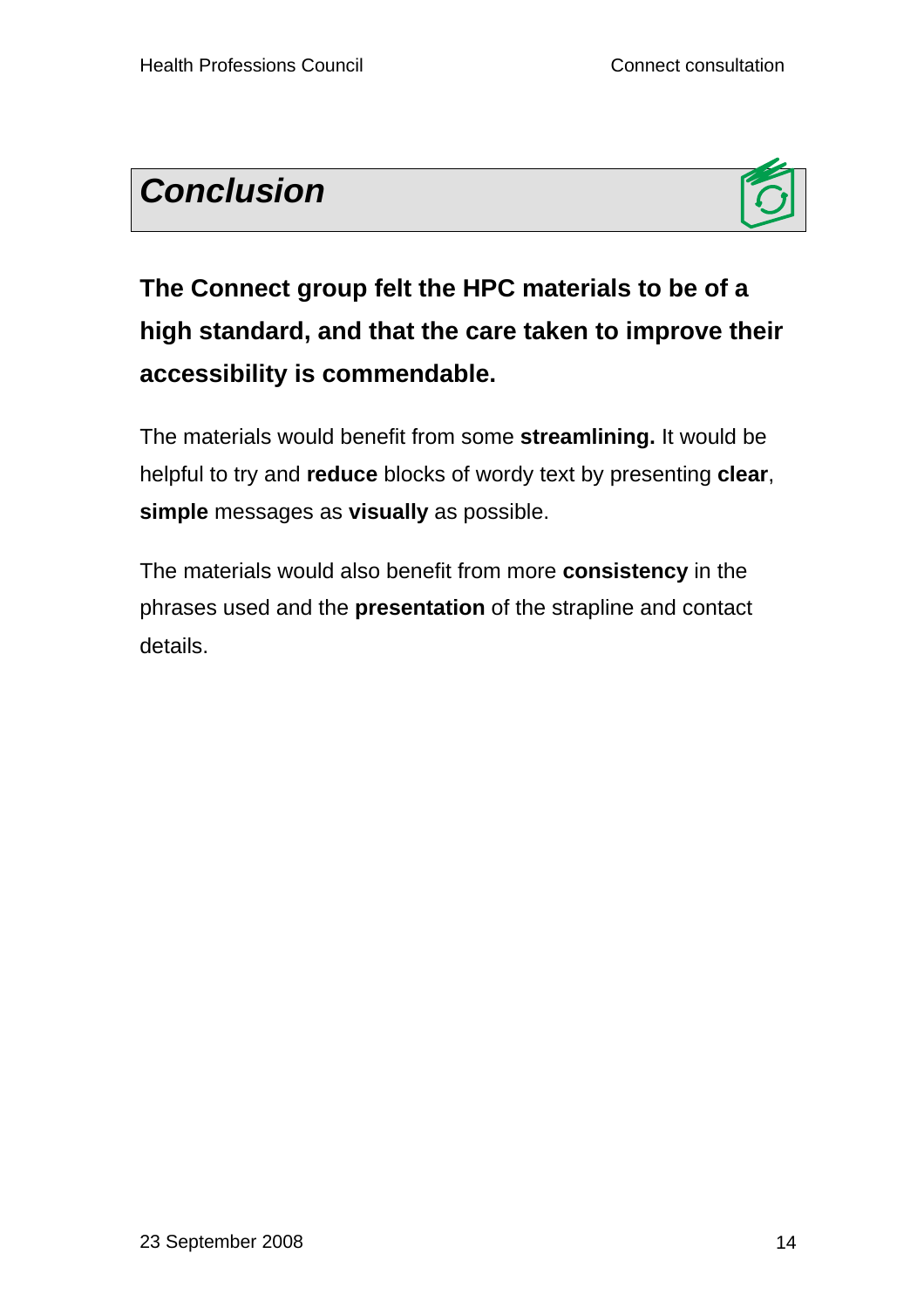## *Conclusion*

**The Connect group felt the HPC materials to be of a high standard, and that the care taken to improve their accessibility is commendable.**

The materials would benefit from some **streamlining.** It would be helpful to try and **reduce** blocks of wordy text by presenting **clear**, **simple** messages as **visually** as possible.

The materials would also benefit from more **consistency** in the phrases used and the **presentation** of the strapline and contact details.